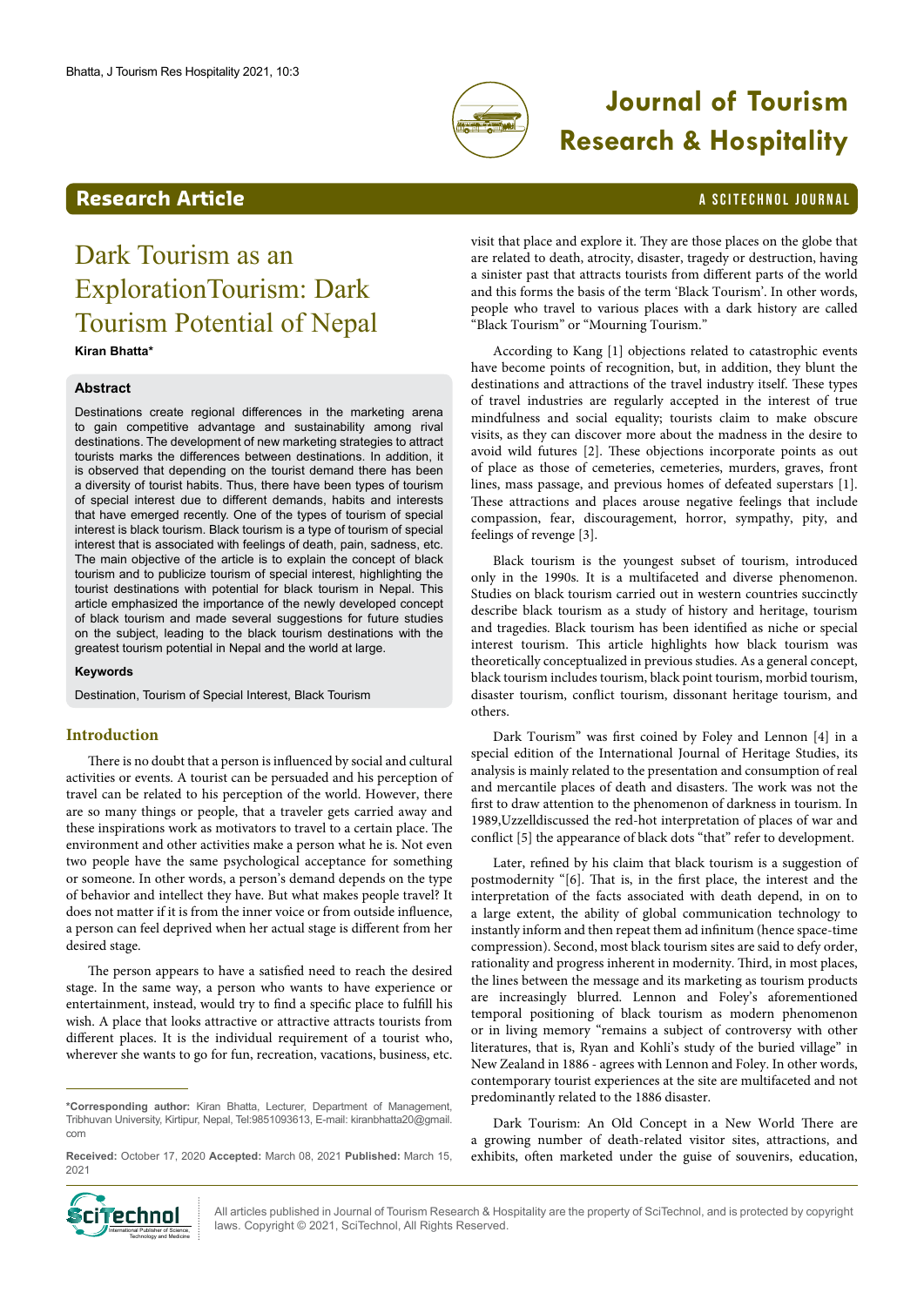Research Article

# Dark Tourism as an ExplorationTourism: Dark Tourism Potential of Nepal

**Kiran Bhatta***

### Abstract

Destinations create regional differences in the marketing arena to gain competitive advantage and sustainability among rival destinations. The development of new marketing strategies to attract tourists marks the differences between destinations. In addition, it is observed that depending on the tourist demand there has been a diversity of tourist habits. Thus, there have been types of tourism of special interest due to different demands, habits and interests that have emerged recently. One of the types of tourism of special interest is black tourism. Black tourism is a type of tourism of special interest that is associated with feelings of death, pain, sadness, etc. The main objective of the article is to explain the concept of black tourism and to publicize tourism of special interest, highlighting the tourist destinations with potential for black tourism in Nepal. This article emphasized the importance of the newly developed concept of black tourism and made several suggestions for future studies on the subject, leading to the black tourism destinations with the greatest tourism potential in Nepal and the world at large.

### Keywords

Destination, Tourism of Special Interest, Black Tourism

## Introduction

There is no doubt that a person is influenced by social and cultural activities or events. A tourist can be persuaded and his perception of travel can be related to his perception of the world. However, there are so many things or people, that a traveler gets carried away and these inspirations work as motivators to travel to a certain place. The environment and other activities make a person what he is. Not even two people have the same psychological acceptance for something or someone. In other words, a person's demand depends on the type of behavior and intellect they have. But what makes people travel? It does not matter if it is from the inner voice or from outside influence, a person can feel deprived when her actual stage is different from her desired stage.

The person appears to have a satisfied need to reach the desired stage. In the same way, a person who wants to have experience or entertainment, instead, would try to find a specific place to fulfill his wish. A place that looks attractive or attractive attracts tourists from different places. It is the individual requirement of a tourist who, wherever she wants to go for fun, recreation, vacations, business, etc. visit that place and explore it. They are those places on the globe that are related to death, atrocity, disaster, tragedy or destruction, having a sinister past that attracts tourists from different parts of the world and this forms the basis of the term 'Black Tourism'. In other words, people who travel to various places with a dark history are called "Black Tourism" or "Mourning Tourism."

According to Kang [1] objections related to catastrophic events have become points of recognition, but, in addition, they blunt the destinations and attractions of the travel industry itself. These types of travel industries are regularly accepted in the interest of true mindfulness and social equality; tourists claim to make obscure visits, as they can discover more about the madness in the desire to avoid wild futures [2]. These objections incorporate points as out of place as those of cemeteries, cemeteries, murders, graves, front lines, mass passage, and previous homes of defeated superstars [1]. These attractions and places arouse negative feelings that include compassion, fear, discouragement, horror, sympathy, pity, and feelings of revenge [3].

Black tourism is the youngest subset of tourism, introduced only in the 1990s. It is a multifaceted and diverse phenomenon. Studies on black tourism carried out in western countries succinctly describe black tourism as a study of history and heritage, tourism and tragedies. Black tourism has been identified as niche or special interest tourism. This article highlights how black tourism was theoretically conceptualized in previous studies. As a general concept, black tourism includes tourism, black point tourism, morbid tourism, disaster tourism, conflict tourism, dissonant heritage tourism, and others.

Dark Tourism" was first coined by Foley and Lennon [4] in a special edition of the International Journal of Heritage Studies, its analysis is mainly related to the presentation and consumption of real and mercantile places of death and disasters. The work was not the first to draw attention to the phenomenon of darkness in tourism. In 1989,Uzzelldiscussed the red-hot interpretation of places of war and conflict [5] the appearance of black dots "that" refer to development.

Later, refined by his claim that black tourism is a suggestion of postmodernity "[6]. That is, in the first place, the interest and the interpretation of the facts associated with death depend, in on to a large extent, the ability of global communication technology to instantly inform and then repeat them ad infinitum (hence space-time compression). Second, most black tourism sites are said to defy order, rationality and progress inherent in modernity. Third, in most places, the lines between the message and its marketing as tourism products are increasingly blurred. Lennon and Foley's aforementioned temporal positioning of black tourism as modern phenomenon or in living memory "remains a subject of controversy with other literatures, that is, Ryan and Kohli's study of the buried village" in New Zealand in 1886 - agrees with Lennon and Foley. In other words, contemporary tourist experiences at the site are multifaceted and not predominantly related to the 1886 disaster.

Dark Tourism: An Old Concept in a New World There are a growing number of death-related visitor sites, attractions, and exhibits, often marketed under the guise of souvenirs, education,

---

***Corresponding author:** Kiran Bhatta, Lecturer, Department of Management, Tribhuvan University, Kirtipur, Nepal, Tel:9851093613, E-mail: kiranbhatta20@gmail.com

**Received:** October 17, 2020 **Accepted:** March 08, 2021 **Published:** March 15, 2021

All articles published in Journal of Tourism Research & Hospitality are the property of SciTechnol, and is protected by copyright laws. Copyright © 2021, SciTechnol, All Rights Reserved.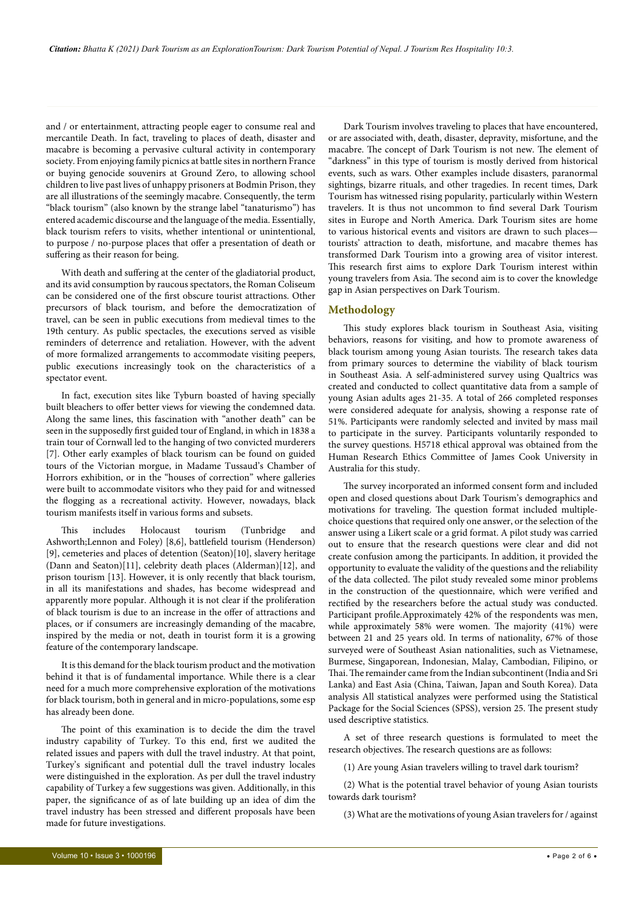and / or entertainment, attracting people eager to consume real and mercantile Death. In fact, traveling to places of death, disaster and macabre is becoming a pervasive cultural activity in contemporary society. From enjoying family picnics at battle sites in northern France or buying genocide souvenirs at Ground Zero, to allowing school children to live past lives of unhappy prisoners at Bodmin Prison, they are all illustrations of the seemingly macabre. Consequently, the term "black tourism" (also known by the strange label "tanaturismo") has entered academic discourse and the language of the media. Essentially, black tourism refers to visits, whether intentional or unintentional, to purpose / no-purpose places that offer a presentation of death or suffering as their reason for being.

With death and suffering at the center of the gladiatorial product, and its avid consumption by raucous spectators, the Roman Coliseum can be considered one of the first obscure tourist attractions. Other precursors of black tourism, and before the democratization of travel, can be seen in public executions from medieval times to the 19th century. As public spectacles, the executions served as visible reminders of deterrence and retaliation. However, with the advent of more formalized arrangements to accommodate visiting peepers, public executions increasingly took on the characteristics of a spectator event.

In fact, execution sites like Tyburn boasted of having specially built bleachers to offer better views for viewing the condemned data. Along the same lines, this fascination with "another death" can be seen in the supposedly first guided tour of England, in which in 1838 a train tour of Cornwall led to the hanging of two convicted murderers [7]. Other early examples of black tourism can be found on guided tours of the Victorian morgue, in Madame Tussaud's Chamber of Horrors exhibition, or in the "houses of correction" where galleries were built to accommodate visitors who they paid for and witnessed the flogging as a recreational activity. However, nowadays, black tourism manifests itself in various forms and subsets.

This includes Holocaust tourism (Tunbridge and Ashworth;Lennon and Foley) [8,6], battlefield tourism (Henderson) [9], cemeteries and places of detention (Seaton)[10], slavery heritage (Dann and Seaton)[11], celebrity death places (Alderman)[12], and prison tourism [13]. However, it is only recently that black tourism, in all its manifestations and shades, has become widespread and apparently more popular. Although it is not clear if the proliferation of black tourism is due to an increase in the offer of attractions and places, or if consumers are increasingly demanding of the macabre, inspired by the media or not, death in tourist form it is a growing feature of the contemporary landscape.

It is this demand for the black tourism product and the motivation behind it that is of fundamental importance. While there is a clear need for a much more comprehensive exploration of the motivations for black tourism, both in general and in micro-populations, some esp has already been done.

The point of this examination is to decide the dim the travel industry capability of Turkey. To this end, first we audited the related issues and papers with dull the travel industry. At that point, Turkey's significant and potential dull the travel industry locales were distinguished in the exploration. As per dull the travel industry capability of Turkey a few suggestions was given. Additionally, in this paper, the significance of as of late building up an idea of dim the travel industry has been stressed and different proposals have been made for future investigations.

Dark Tourism involves traveling to places that have encountered, or are associated with, death, disaster, depravity, misfortune, and the macabre. The concept of Dark Tourism is not new. The element of "darkness" in this type of tourism is mostly derived from historical events, such as wars. Other examples include disasters, paranormal sightings, bizarre rituals, and other tragedies. In recent times, Dark Tourism has witnessed rising popularity, particularly within Western travelers. It is thus not uncommon to find several Dark Tourism sites in Europe and North America. Dark Tourism sites are home to various historical events and visitors are drawn to such places—tourists' attraction to death, misfortune, and macabre themes has transformed Dark Tourism into a growing area of visitor interest. This research first aims to explore Dark Tourism interest within young travelers from Asia. The second aim is to cover the knowledge gap in Asian perspectives on Dark Tourism.

## Methodology

This study explores black tourism in Southeast Asia, visiting behaviors, reasons for visiting, and how to promote awareness of black tourism among young Asian tourists. The research takes data from primary sources to determine the viability of black tourism in Southeast Asia. A self-administered survey using Qualtrics was created and conducted to collect quantitative data from a sample of young Asian adults ages 21-35. A total of 266 completed responses were considered adequate for analysis, showing a response rate of 51%. Participants were randomly selected and invited by mass mail to participate in the survey. Participants voluntarily responded to the survey questions. H5718 ethical approval was obtained from the Human Research Ethics Committee of James Cook University in Australia for this study.

The survey incorporated an informed consent form and included open and closed questions about Dark Tourism's demographics and motivations for traveling. The question format included multiple-choice questions that required only one answer, or the selection of the answer using a Likert scale or a grid format. A pilot study was carried out to ensure that the research questions were clear and did not create confusion among the participants. In addition, it provided the opportunity to evaluate the validity of the questions and the reliability of the data collected. The pilot study revealed some minor problems in the construction of the questionnaire, which were verified and rectified by the researchers before the actual study was conducted. Participant profile.Approximately 42% of the respondents was men, while approximately 58% were women. The majority (41%) were between 21 and 25 years old. In terms of nationality, 67% of those surveyed were of Southeast Asian nationalities, such as Vietnamese, Burmese, Singaporean, Indonesian, Malay, Cambodian, Filipino, or Thai. The remainder came from the Indian subcontinent (India and Sri Lanka) and East Asia (China, Taiwan, Japan and South Korea). Data analysis All statistical analyzes were performed using the Statistical Package for the Social Sciences (SPSS), version 25. The present study used descriptive statistics.

A set of three research questions is formulated to meet the research objectives. The research questions are as follows:

(1) Are young Asian travelers willing to travel dark tourism?

(2) What is the potential travel behavior of young Asian tourists towards dark tourism?

(3) What are the motivations of young Asian travelers for / against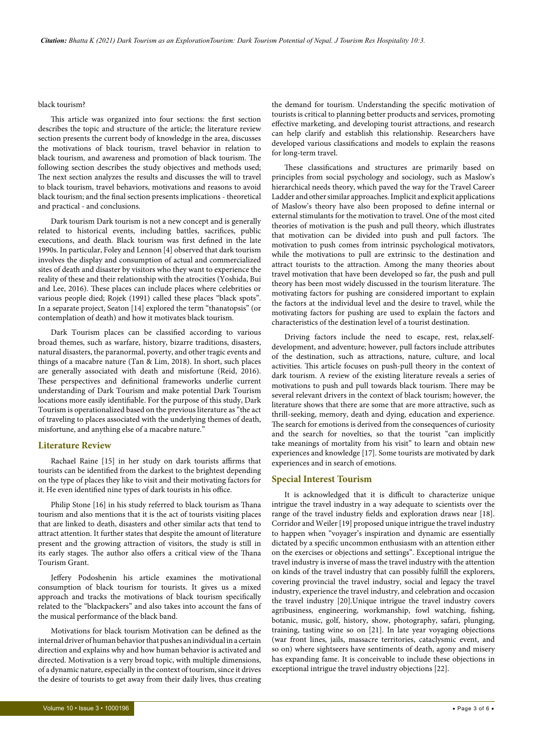black tourism?

This article was organized into four sections: the first section describes the topic and structure of the article; the literature review section presents the current body of knowledge in the area, discusses the motivations of black tourism, travel behavior in relation to black tourism, and awareness and promotion of black tourism. The following section describes the study objectives and methods used; The next section analyzes the results and discusses the will to travel to black tourism, travel behaviors, motivations and reasons to avoid black tourism; and the final section presents implications - theoretical and practical - and conclusions.

Dark tourism Dark tourism is not a new concept and is generally related to historical events, including battles, sacrifices, public executions, and death. Black tourism was first defined in the late 1990s. In particular, Foley and Lennon [4] observed that dark tourism involves the display and consumption of actual and commercialized sites of death and disaster by visitors who they want to experience the reality of these and their relationship with the atrocities (Yoshida, Bui and Lee, 2016). These places can include places where celebrities or various people died; Rojek (1991) called these places "black spots". In a separate project, Seaton [14] explored the term "thanatopsis" (or contemplation of death) and how it motivates black tourism.

Dark Tourism places can be classified according to various broad themes, such as warfare, history, bizarre traditions, disasters, natural disasters, the paranormal, poverty, and other tragic events and things of a macabre nature (Tan & Lim, 2018). In short, such places are generally associated with death and misfortune (Reid, 2016). These perspectives and definitional frameworks underlie current understanding of Dark Tourism and make potential Dark Tourism locations more easily identifiable. For the purpose of this study, Dark Tourism is operationalized based on the previous literature as "the act of traveling to places associated with the underlying themes of death, misfortune, and anything else of a macabre nature."

## Literature Review

Rachael Raine [15] in her study on dark tourists affirms that tourists can be identified from the darkest to the brightest depending on the type of places they like to visit and their motivating factors for it. He even identified nine types of dark tourists in his office.

Philip Stone [16] in his study referred to black tourism as Thana tourism and also mentions that it is the act of tourists visiting places that are linked to death, disasters and other similar acts that tend to attract attention. It further states that despite the amount of literature present and the growing attraction of visitors, the study is still in its early stages. The author also offers a critical view of the Thana Tourism Grant.

Jeffery Podoshenin his article examines the motivational consumption of black tourism for tourists. It gives us a mixed approach and tracks the motivations of black tourism specifically related to the "blackpackers" and also takes into account the fans of the musical performance of the black band.

Motivations for black tourism Motivation can be defined as the internal driver of human behavior that pushes an individual in a certain direction and explains why and how human behavior is activated and directed. Motivation is a very broad topic, with multiple dimensions, of a dynamic nature, especially in the context of tourism, since it drives the desire of tourists to get away from their daily lives, thus creating the demand for tourism. Understanding the specific motivation of tourists is critical to planning better products and services, promoting effective marketing, and developing tourist attractions, and research can help clarify and establish this relationship. Researchers have developed various classifications and models to explain the reasons for long-term travel.

These classifications and structures are primarily based on principles from social psychology and sociology, such as Maslow's hierarchical needs theory, which paved the way for the Travel Career Ladder and other similar approaches. Implicit and explicit applications of Maslow's theory have also been proposed to define internal or external stimulants for the motivation to travel. One of the most cited theories of motivation is the push and pull theory, which illustrates that motivation can be divided into push and pull factors. The motivation to push comes from intrinsic psychological motivators, while the motivations to pull are extrinsic to the destination and attract tourists to the attraction. Among the many theories about travel motivation that have been developed so far, the push and pull theory has been most widely discussed in the tourism literature. The motivating factors for pushing are considered important to explain the factors at the individual level and the desire to travel, while the motivating factors for pushing are used to explain the factors and characteristics of the destination level of a tourist destination.

Driving factors include the need to escape, rest, relax,self-development, and adventure; however, pull factors include attributes of the destination, such as attractions, nature, culture, and local activities. This article focuses on push-pull theory in the context of dark tourism. A review of the existing literature reveals a series of motivations to push and pull towards black tourism. There may be several relevant drivers in the context of black tourism; however, the literature shows that there are some that are more attractive, such as thrill-seeking, memory, death and dying, education and experience. The search for emotions is derived from the consequences of curiosity and the search for novelties, so that the tourist "can implicitly take meanings of mortality from his visit" to learn and obtain new experiences and knowledge [17]. Some tourists are motivated by dark experiences and in search of emotions.

## Special Interest Tourism

It is acknowledged that it is difficult to characterize unique intrigue the travel industry in a way adequate to scientists over the range of the travel industry fields and exploration draws near [18]. Corridor and Weiler [19] proposed unique intrigue the travel industry to happen when "voyager's inspiration and dynamic are essentially dictated by a specific uncommon enthusiasm with an attention either on the exercises or objections and settings". Exceptional intrigue the travel industry is inverse of mass the travel industry with the attention on kinds of the travel industry that can possibly fulfill the explorers, covering provincial the travel industry, social and legacy the travel industry, experience the travel industry, and celebration and occasion the travel industry [20].Unique intrigue the travel industry covers agribusiness, engineering, workmanship, fowl watching, fishing, botanic, music, golf, history, show, photography, safari, plunging, training, tasting wine so on [21]. In late year voyaging objections (war front lines, jails, massacre territories, cataclysmic event, and so on) where sightseers have sentiments of death, agony and misery has expanding fame. It is conceivable to include these objections in exceptional intrigue the travel industry objections [22].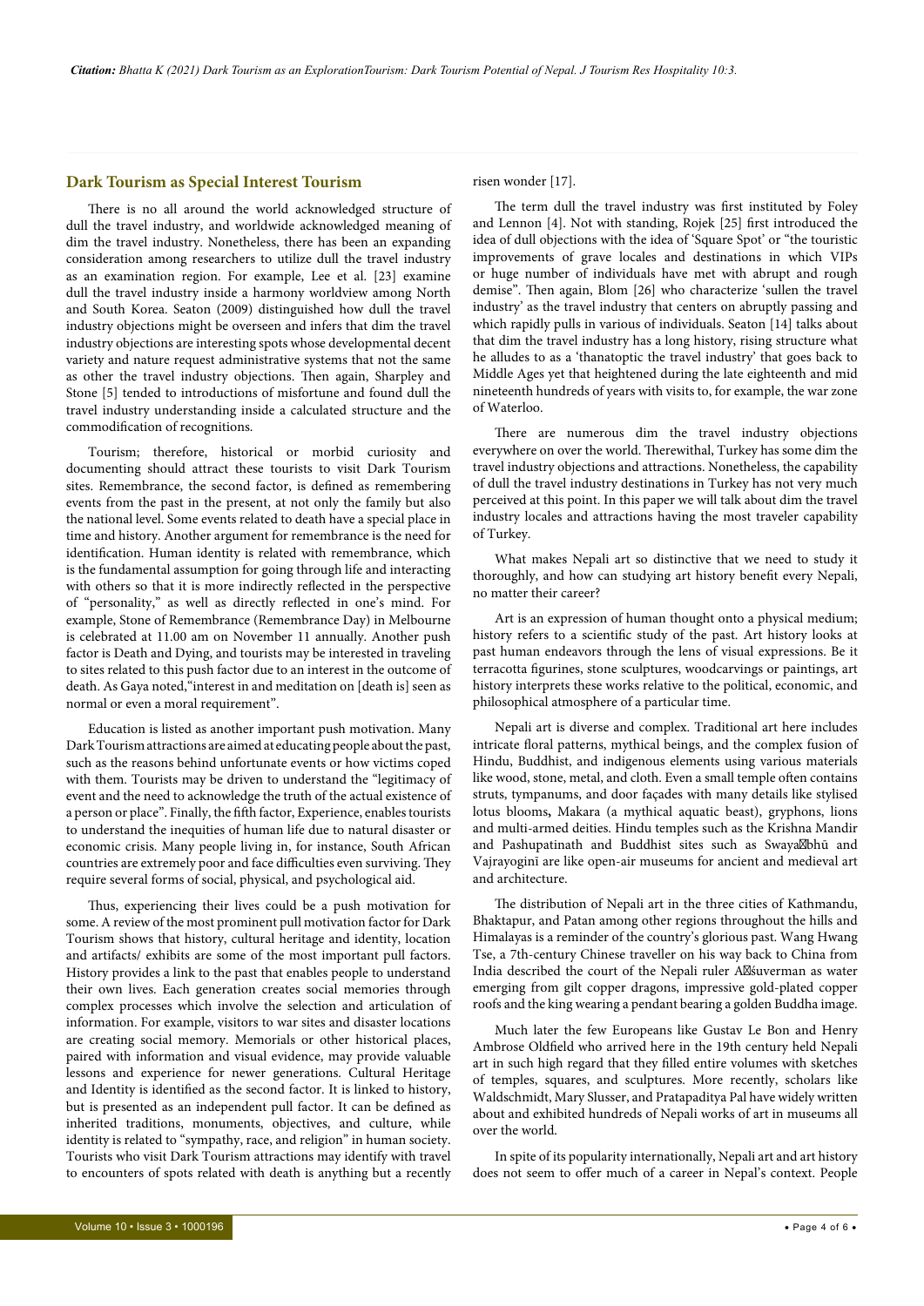## Dark Tourism as Special Interest Tourism

There is no all around the world acknowledged structure of dull the travel industry, and worldwide acknowledged meaning of dim the travel industry. Nonetheless, there has been an expanding consideration among researchers to utilize dull the travel industry as an examination region. For example, Lee et al. [23] examine dull the travel industry inside a harmony worldview among North and South Korea. Seaton (2009) distinguished how dull the travel industry objections might be overseen and infers that dim the travel industry objections are interesting spots whose developmental decent variety and nature request administrative systems that not the same as other the travel industry objections. Then again, Sharpley and Stone [5] tended to introductions of misfortune and found dull the travel industry understanding inside a calculated structure and the commodification of recognitions.

Tourism; therefore, historical or morbid curiosity and documenting should attract these tourists to visit Dark Tourism sites. Remembrance, the second factor, is defined as remembering events from the past in the present, at not only the family but also the national level. Some events related to death have a special place in time and history. Another argument for remembrance is the need for identification. Human identity is related with remembrance, which is the fundamental assumption for going through life and interacting with others so that it is more indirectly reflected in the perspective of "personality," as well as directly reflected in one's mind. For example, Stone of Remembrance (Remembrance Day) in Melbourne is celebrated at 11.00 am on November 11 annually. Another push factor is Death and Dying, and tourists may be interested in traveling to sites related to this push factor due to an interest in the outcome of death. As Gaya noted,"interest in and meditation on [death is] seen as normal or even a moral requirement".

Education is listed as another important push motivation. Many Dark Tourism attractions are aimed at educating people about the past, such as the reasons behind unfortunate events or how victims coped with them. Tourists may be driven to understand the "legitimacy of event and the need to acknowledge the truth of the actual existence of a person or place". Finally, the fifth factor, Experience, enables tourists to understand the inequities of human life due to natural disaster or economic crisis. Many people living in, for instance, South African countries are extremely poor and face difficulties even surviving. They require several forms of social, physical, and psychological aid.

Thus, experiencing their lives could be a push motivation for some. A review of the most prominent pull motivation factor for Dark Tourism shows that history, cultural heritage and identity, location and artifacts/ exhibits are some of the most important pull factors. History provides a link to the past that enables people to understand their own lives. Each generation creates social memories through complex processes which involve the selection and articulation of information. For example, visitors to war sites and disaster locations are creating social memory. Memorials or other historical places, paired with information and visual evidence, may provide valuable lessons and experience for newer generations. Cultural Heritage and Identity is identified as the second factor. It is linked to history, but is presented as an independent pull factor. It can be defined as inherited traditions, monuments, objectives, and culture, while identity is related to "sympathy, race, and religion" in human society. Tourists who visit Dark Tourism attractions may identify with travel to encounters of spots related with death is anything but a recently risen wonder [17].

The term dull the travel industry was first instituted by Foley and Lennon [4]. Not with standing, Rojek [25] first introduced the idea of dull objections with the idea of 'Square Spot' or "the touristic improvements of grave locales and destinations in which VIPs or huge number of individuals have met with abrupt and rough demise". Then again, Blom [26] who characterize 'sullen the travel industry' as the travel industry that centers on abruptly passing and which rapidly pulls in various of individuals. Seaton [14] talks about that dim the travel industry has a long history, rising structure what he alludes to as a 'thanatoptic the travel industry' that goes back to Middle Ages yet that heightened during the late eighteenth and mid nineteenth hundreds of years with visits to, for example, the war zone of Waterloo.

There are numerous dim the travel industry objections everywhere on over the world. Therewithal, Turkey has some dim the travel industry objections and attractions. Nonetheless, the capability of dull the travel industry destinations in Turkey has not very much perceived at this point. In this paper we will talk about dim the travel industry locales and attractions having the most traveler capability of Turkey.

What makes Nepali art so distinctive that we need to study it thoroughly, and how can studying art history benefit every Nepali, no matter their career?

Art is an expression of human thought onto a physical medium; history refers to a scientific study of the past. Art history looks at past human endeavors through the lens of visual expressions. Be it terracotta figurines, stone sculptures, woodcarvings or paintings, art history interprets these works relative to the political, economic, and philosophical atmosphere of a particular time.

Nepali art is diverse and complex. Traditional art here includes intricate floral patterns, mythical beings, and the complex fusion of Hindu, Buddhist, and indigenous elements using various materials like wood, stone, metal, and cloth. Even a small temple often contains struts, tympanums, and door façades with many details like stylised lotus blooms**,** Makara (a mythical aquatic beast), gryphons, lions and multi-armed deities. Hindu temples such as the Krishna Mandir and Pashupatinath and Buddhist sites such as Swaya bhū and Vajrayoginī are like open-air museums for ancient and medieval art and architecture.

The distribution of Nepali art in the three cities of Kathmandu, Bhaktapur, and Patan among other regions throughout the hills and Himalayas is a reminder of the country's glorious past. Wang Hwang Tse, a 7th-century Chinese traveller on his way back to China from India described the court of the Nepali ruler A śuverman as water emerging from gilt copper dragons, impressive gold-plated copper roofs and the king wearing a pendant bearing a golden Buddha image.

Much later the few Europeans like Gustav Le Bon and Henry Ambrose Oldfield who arrived here in the 19th century held Nepali art in such high regard that they filled entire volumes with sketches of temples, squares, and sculptures. More recently, scholars like Waldschmidt, Mary Slusser, and Pratapaditya Pal have widely written about and exhibited hundreds of Nepali works of art in museums all over the world.

In spite of its popularity internationally, Nepali art and art history does not seem to offer much of a career in Nepal's context. People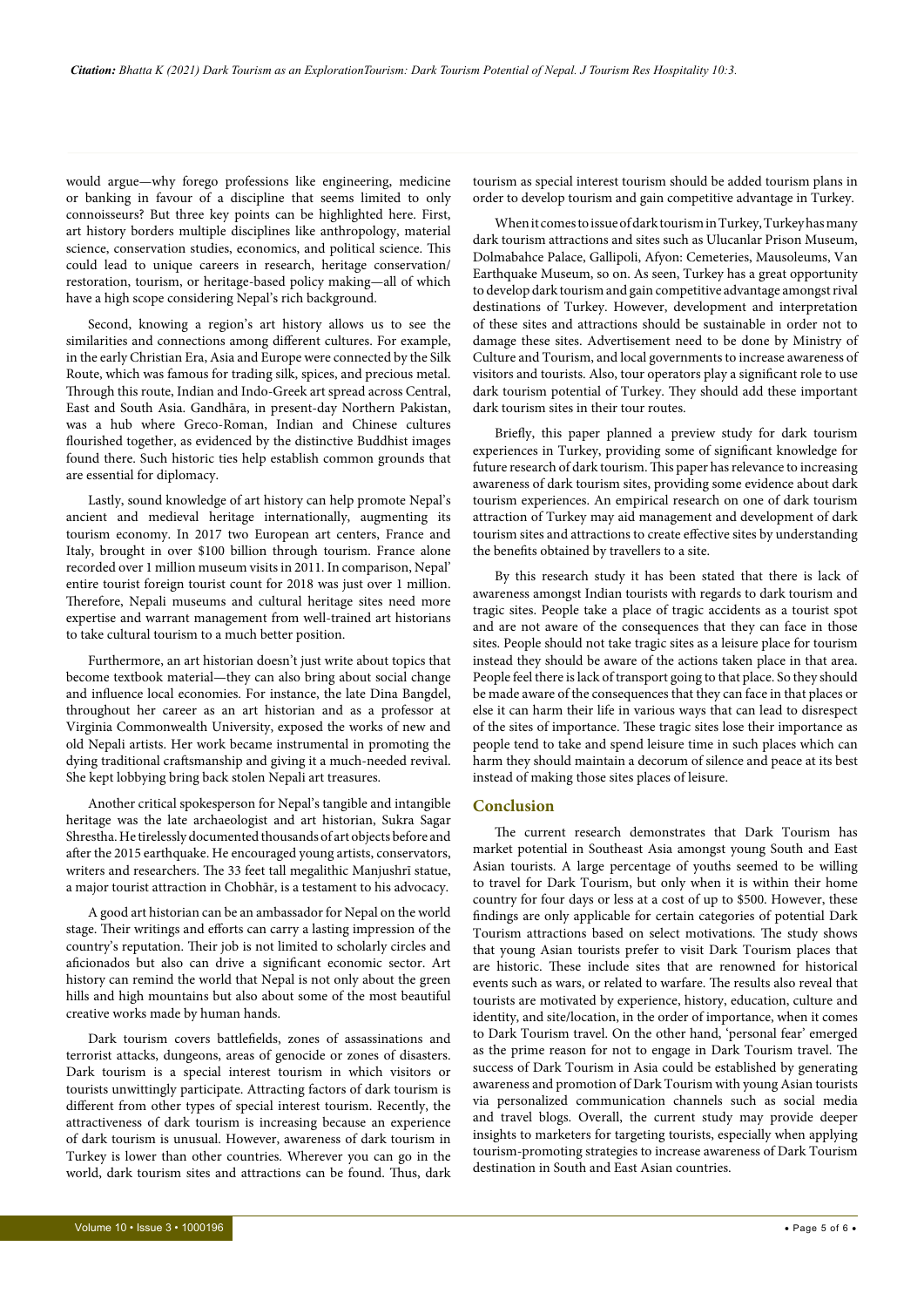would argue—why forego professions like engineering, medicine or banking in favour of a discipline that seems limited to only connoisseurs? But three key points can be highlighted here. First, art history borders multiple disciplines like anthropology, material science, conservation studies, economics, and political science. This could lead to unique careers in research, heritage conservation/restoration, tourism, or heritage-based policy making—all of which have a high scope considering Nepal's rich background.

Second, knowing a region's art history allows us to see the similarities and connections among different cultures. For example, in the early Christian Era, Asia and Europe were connected by the Silk Route, which was famous for trading silk, spices, and precious metal. Through this route, Indian and Indo-Greek art spread across Central, East and South Asia. Gandhāra, in present-day Northern Pakistan, was a hub where Greco-Roman, Indian and Chinese cultures flourished together, as evidenced by the distinctive Buddhist images found there. Such historic ties help establish common grounds that are essential for diplomacy.

Lastly, sound knowledge of art history can help promote Nepal's ancient and medieval heritage internationally, augmenting its tourism economy. In 2017 two European art centers, France and Italy, brought in over $100 billion through tourism. France alone recorded over 1 million museum visits in 2011. In comparison, Nepal' entire tourist foreign tourist count for 2018 was just over 1 million. Therefore, Nepali museums and cultural heritage sites need more expertise and warrant management from well-trained art historians to take cultural tourism to a much better position.

Furthermore, an art historian doesn't just write about topics that become textbook material—they can also bring about social change and influence local economies. For instance, the late Dina Bangdel, throughout her career as an art historian and as a professor at Virginia Commonwealth University, exposed the works of new and old Nepali artists. Her work became instrumental in promoting the dying traditional craftsmanship and giving it a much-needed revival. She kept lobbying bring back stolen Nepali art treasures.

Another critical spokesperson for Nepal's tangible and intangible heritage was the late archaeologist and art historian, Sukra Sagar Shrestha. He tirelessly documented thousands of art objects before and after the 2015 earthquake. He encouraged young artists, conservators, writers and researchers. The 33 feet tall megalithic Manjushrī statue, a major tourist attraction in Chobhār, is a testament to his advocacy.

A good art historian can be an ambassador for Nepal on the world stage. Their writings and efforts can carry a lasting impression of the country's reputation. Their job is not limited to scholarly circles and aficionados but also can drive a significant economic sector. Art history can remind the world that Nepal is not only about the green hills and high mountains but also about some of the most beautiful creative works made by human hands.

Dark tourism covers battlefields, zones of assassinations and terrorist attacks, dungeons, areas of genocide or zones of disasters. Dark tourism is a special interest tourism in which visitors or tourists unwittingly participate. Attracting factors of dark tourism is different from other types of special interest tourism. Recently, the attractiveness of dark tourism is increasing because an experience of dark tourism is unusual. However, awareness of dark tourism in Turkey is lower than other countries. Wherever you can go in the world, dark tourism sites and attractions can be found. Thus, dark tourism as special interest tourism should be added tourism plans in order to develop tourism and gain competitive advantage in Turkey.

When it comes to issue of dark tourism in Turkey, Turkey has many dark tourism attractions and sites such as Ulucanlar Prison Museum, Dolmabahce Palace, Gallipoli, Afyon: Cemeteries, Mausoleums, Van Earthquake Museum, so on. As seen, Turkey has a great opportunity to develop dark tourism and gain competitive advantage amongst rival destinations of Turkey. However, development and interpretation of these sites and attractions should be sustainable in order not to damage these sites. Advertisement need to be done by Ministry of Culture and Tourism, and local governments to increase awareness of visitors and tourists. Also, tour operators play a significant role to use dark tourism potential of Turkey. They should add these important dark tourism sites in their tour routes.

Briefly, this paper planned a preview study for dark tourism experiences in Turkey, providing some of significant knowledge for future research of dark tourism. This paper has relevance to increasing awareness of dark tourism sites, providing some evidence about dark tourism experiences. An empirical research on one of dark tourism attraction of Turkey may aid management and development of dark tourism sites and attractions to create effective sites by understanding the benefits obtained by travellers to a site.

By this research study it has been stated that there is lack of awareness amongst Indian tourists with regards to dark tourism and tragic sites. People take a place of tragic accidents as a tourist spot and are not aware of the consequences that they can face in those sites. People should not take tragic sites as a leisure place for tourism instead they should be aware of the actions taken place in that area. People feel there is lack of transport going to that place. So they should be made aware of the consequences that they can face in that places or else it can harm their life in various ways that can lead to disrespect of the sites of importance. These tragic sites lose their importance as people tend to take and spend leisure time in such places which can harm they should maintain a decorum of silence and peace at its best instead of making those sites places of leisure.

## Conclusion

The current research demonstrates that Dark Tourism has market potential in Southeast Asia amongst young South and East Asian tourists. A large percentage of youths seemed to be willing to travel for Dark Tourism, but only when it is within their home country for four days or less at a cost of up to $500. However, these findings are only applicable for certain categories of potential Dark Tourism attractions based on select motivations. The study shows that young Asian tourists prefer to visit Dark Tourism places that are historic. These include sites that are renowned for historical events such as wars, or related to warfare. The results also reveal that tourists are motivated by experience, history, education, culture and identity, and site/location, in the order of importance, when it comes to Dark Tourism travel. On the other hand, 'personal fear' emerged as the prime reason for not to engage in Dark Tourism travel. The success of Dark Tourism in Asia could be established by generating awareness and promotion of Dark Tourism with young Asian tourists via personalized communication channels such as social media and travel blogs. Overall, the current study may provide deeper insights to marketers for targeting tourists, especially when applying tourism-promoting strategies to increase awareness of Dark Tourism destination in South and East Asian countries.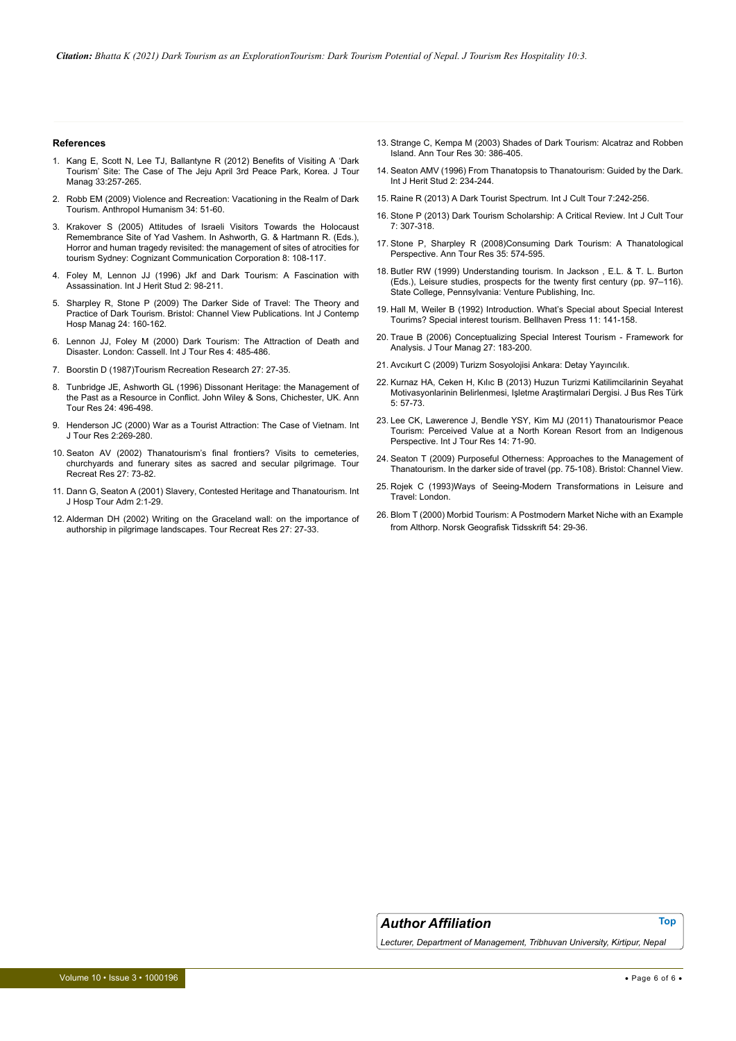#### References

1. Kang E, Scott N, Lee TJ, Ballantyne R (2012) Benefits of Visiting A 'Dark Tourism' Site: The Case of The Jeju April 3rd Peace Park, Korea. J Tour Manag 33:257-265.
2. Robb EM (2009) Violence and Recreation: Vacationing in the Realm of Dark Tourism. Anthropol Humanism 34: 51-60.
3. Krakover S (2005) Attitudes of Israeli Visitors Towards the Holocaust Remembrance Site of Yad Vashem. In Ashworth, G. & Hartmann R. (Eds.), Horror and human tragedy revisited: the management of sites of atrocities for tourism Sydney: Cognizant Communication Corporation 8: 108-117.
4. Foley M, Lennon JJ (1996) Jkf and Dark Tourism: A Fascination with Assassination. Int J Herit Stud 2: 98-211.
5. Sharpley R, Stone P (2009) The Darker Side of Travel: The Theory and Practice of Dark Tourism. Bristol: Channel View Publications. Int J Contemp Hosp Manag 24: 160-162.
6. Lennon JJ, Foley M (2000) Dark Tourism: The Attraction of Death and Disaster. London: Cassell. Int J Tour Res 4: 485-486.
7. Boorstin D (1987)Tourism Recreation Research 27: 27-35.
8. Tunbridge JE, Ashworth GL (1996) Dissonant Heritage: the Management of the Past as a Resource in Conflict. John Wiley & Sons, Chichester, UK. Ann Tour Res 24: 496-498.
9. Henderson JC (2000) War as a Tourist Attraction: The Case of Vietnam. Int J Tour Res 2:269-280.
10. Seaton AV (2002) Thanatourism's final frontiers? Visits to cemeteries, churchyards and funerary sites as sacred and secular pilgrimage. Tour Recreat Res 27: 73-82.
11. Dann G, Seaton A (2001) Slavery, Contested Heritage and Thanatourism. Int J Hosp Tour Adm 2:1-29.
12. Alderman DH (2002) Writing on the Graceland wall: on the importance of authorship in pilgrimage landscapes. Tour Recreat Res 27: 27-33.
13. Strange C, Kempa M (2003) Shades of Dark Tourism: Alcatraz and Robben Island. Ann Tour Res 30: 386-405.
14. Seaton AMV (1996) From Thanatopsis to Thanatourism: Guided by the Dark. Int J Herit Stud 2: 234-244.
15. Raine R (2013) A Dark Tourist Spectrum. Int J Cult Tour 7:242-256.
16. Stone P (2013) Dark Tourism Scholarship: A Critical Review. Int J Cult Tour 7: 307-318.
17. Stone P, Sharpley R (2008)Consuming Dark Tourism: A Thanatological Perspective. Ann Tour Res 35: 574-595.
18. Butler RW (1999) Understanding tourism. In Jackson , E.L. & T. L. Burton (Eds.), Leisure studies, prospects for the twenty first century (pp. 97–116). State College, Pennsylvania: Venture Publishing, Inc.
19. Hall M, Weiler B (1992) Introduction. What's Special about Special Interest Tourims? Special interest tourism. Bellhaven Press 11: 141-158.
20. Traue B (2006) Conceptualizing Special Interest Tourism - Framework for Analysis. J Tour Manag 27: 183-200.
21. Avcıkurt C (2009) Turizm Sosyolojisi Ankara: Detay Yayıncılık.
22. Kurnaz HA, Ceken H, Kılıc B (2013) Huzun Turizmi Katilimcilarinin Seyahat Motivasyonlarinin Belirlenmesi, Işletme Araştirmalari Dergisi. J Bus Res Türk 5: 57-73.
23. Lee CK, Lawerence J, Bendle YSY, Kim MJ (2011) Thanatourismor Peace Tourism: Perceived Value at a North Korean Resort from an Indigenous Perspective. Int J Tour Res 14: 71-90.
24. Seaton T (2009) Purposeful Otherness: Approaches to the Management of Thanatourism. In the darker side of travel (pp. 75-108). Bristol: Channel View.
25. Rojek C (1993)Ways of Seeing-Modern Transformations in Leisure and Travel: London.
26. Blom T (2000) Morbid Tourism: A Postmodern Market Niche with an Example from Althorp. Norsk Geografisk Tidsskrift 54: 29-36.

## *Author Affiliation*

*Lecturer, Department of Management, Tribhuvan University, Kirtipur, Nepal*